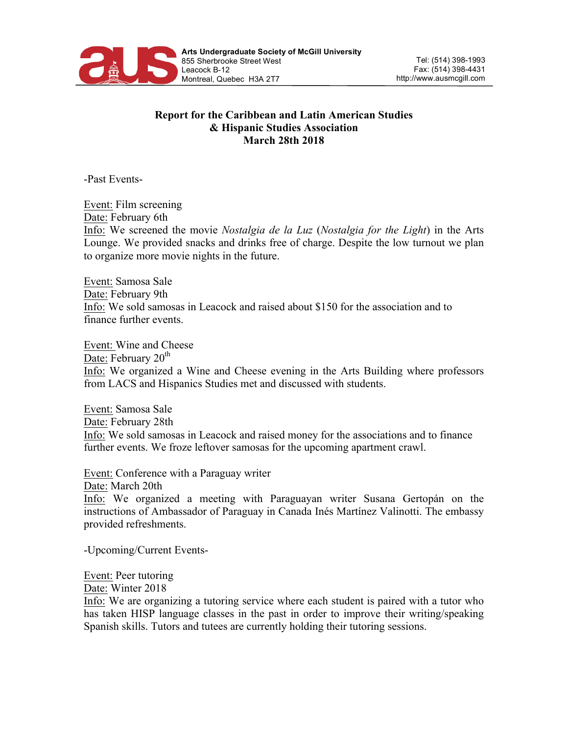**Arts Undergraduate Society of McGill University**
855 Sherbrooke Street West
Leacock B-12
Montreal, Quebec H3A 2T7

Tel: (514) 398-1993
Fax: (514) 398-4431
http://www.ausmcgill.com

# Report for the Caribbean and Latin American Studies & Hispanic Studies Association
## March 28th 2018

-Past Events-

Event: Film screening
Date: February 6th
Info: We screened the movie *Nostalgia de la Luz* (*Nostalgia for the Light*) in the Arts Lounge. We provided snacks and drinks free of charge. Despite the low turnout we plan to organize more movie nights in the future.

Event: Samosa Sale
Date: February 9th
Info: We sold samosas in Leacock and raised about $150 for the association and to finance further events.

Event: Wine and Cheese
Date: February 20th
Info: We organized a Wine and Cheese evening in the Arts Building where professors from LACS and Hispanics Studies met and discussed with students.

Event: Samosa Sale
Date: February 28th
Info: We sold samosas in Leacock and raised money for the associations and to finance further events. We froze leftover samosas for the upcoming apartment crawl.

Event: Conference with a Paraguay writer
Date: March 20th
Info: We organized a meeting with Paraguayan writer Susana Gertopán on the instructions of Ambassador of Paraguay in Canada Inés Martínez Valinotti. The embassy provided refreshments.

-Upcoming/Current Events-

Event: Peer tutoring
Date: Winter 2018
Info: We are organizing a tutoring service where each student is paired with a tutor who has taken HISP language classes in the past in order to improve their writing/speaking Spanish skills. Tutors and tutees are currently holding their tutoring sessions.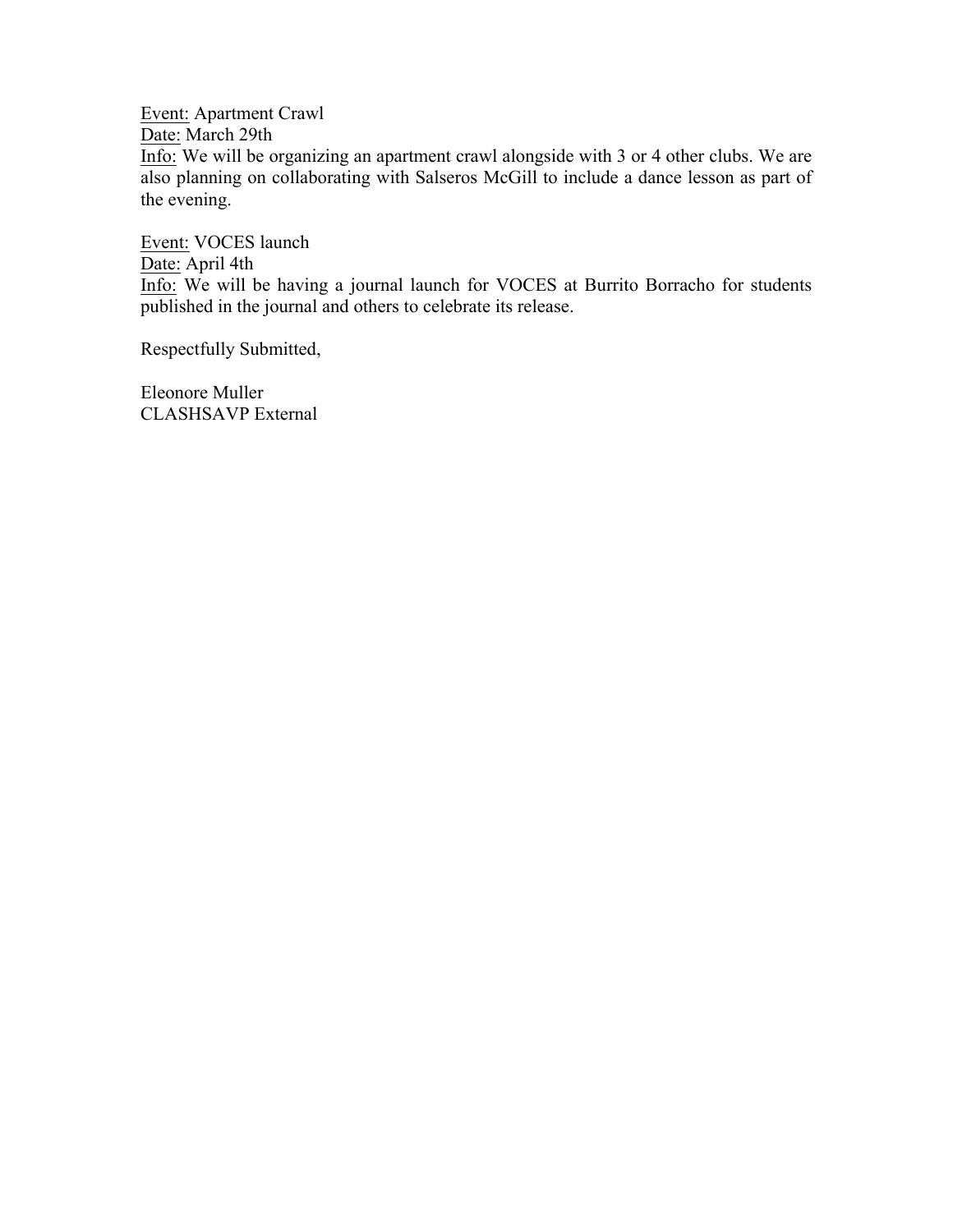Event: Apartment Crawl
Date: March 29th
Info: We will be organizing an apartment crawl alongside with 3 or 4 other clubs. We are also planning on collaborating with Salseros McGill to include a dance lesson as part of the evening.

Event: VOCES launch
Date: April 4th
Info: We will be having a journal launch for VOCES at Burrito Borracho for students published in the journal and others to celebrate its release.

Respectfully Submitted,

Eleonore Muller
CLASHSAVP External